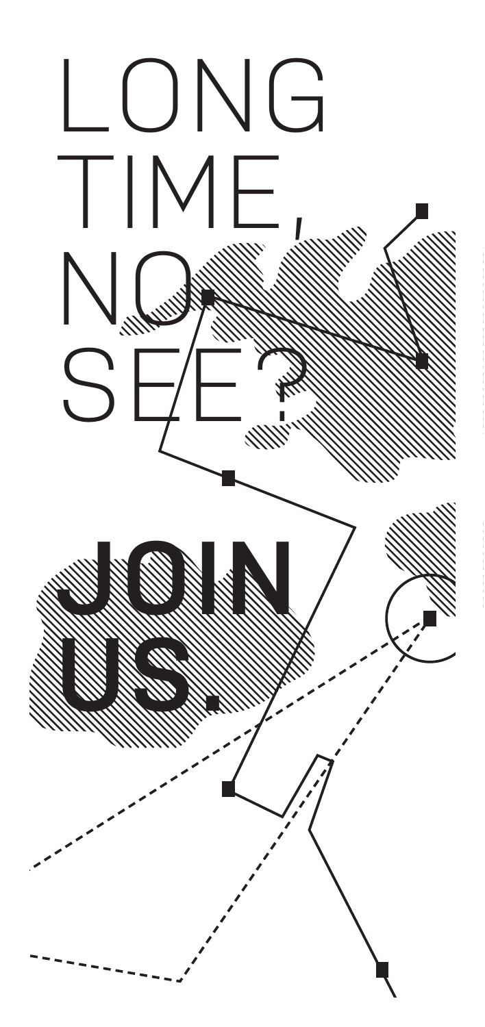# LONG TIME, NO SEE?

# JOIN US.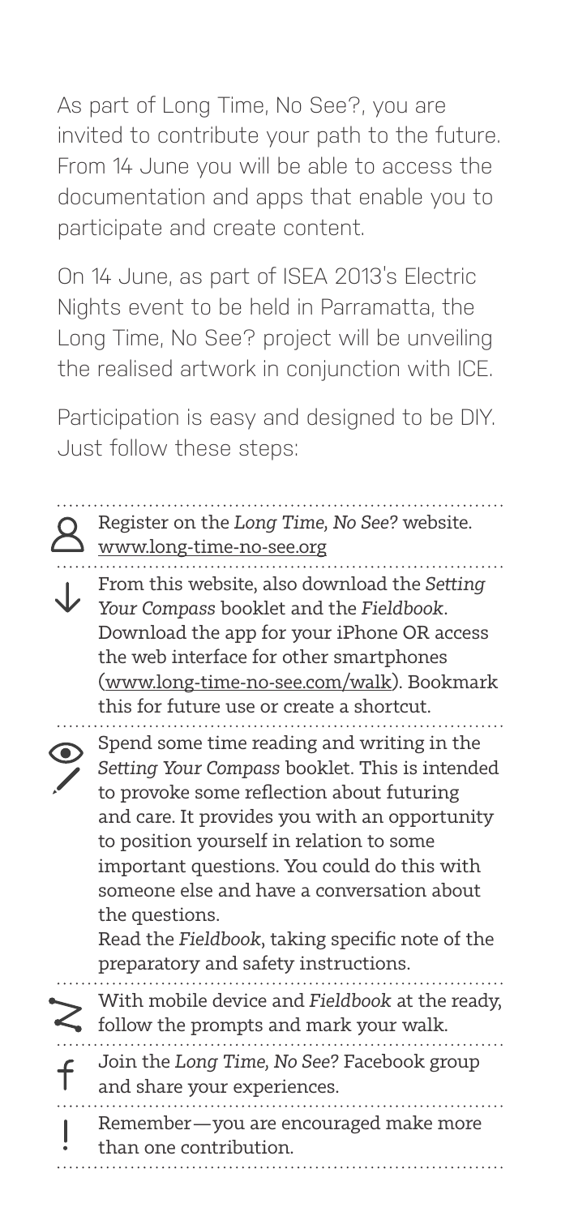As part of Long Time, No See?, you are invited to contribute your path to the future. From 14 June you will be able to access the documentation and apps that enable you to participate and create content.

On 14 June, as part of ISEA 2013's Electric Nights event to be held in Parramatta, the Long Time, No See? project will be unveiling the realised artwork in conjunction with ICE.

Participation is easy and designed to be DIY. Just follow these steps:

- Register on the *Long Time, No See?* website. www.long-time-no-see.org
- From this website, also download the *Setting Your Compass* booklet and the *Fieldbook*. Download the app for your iPhone OR access the web interface for other smartphones (www.long-time-no-see.com/walk). Bookmark this for future use or create a shortcut.
- Spend some time reading and writing in the *Setting Your Compass* booklet. This is intended to provoke some reflection about futuring and care. It provides you with an opportunity to position yourself in relation to some important questions. You could do this with someone else and have a conversation about the questions.
  Read the *Fieldbook*, taking specific note of the preparatory and safety instructions.
- With mobile device and *Fieldbook* at the ready, follow the prompts and mark your walk.
- Join the *Long Time, No See?* Facebook group and share your experiences.
- Remember—you are encouraged make more than one contribution.